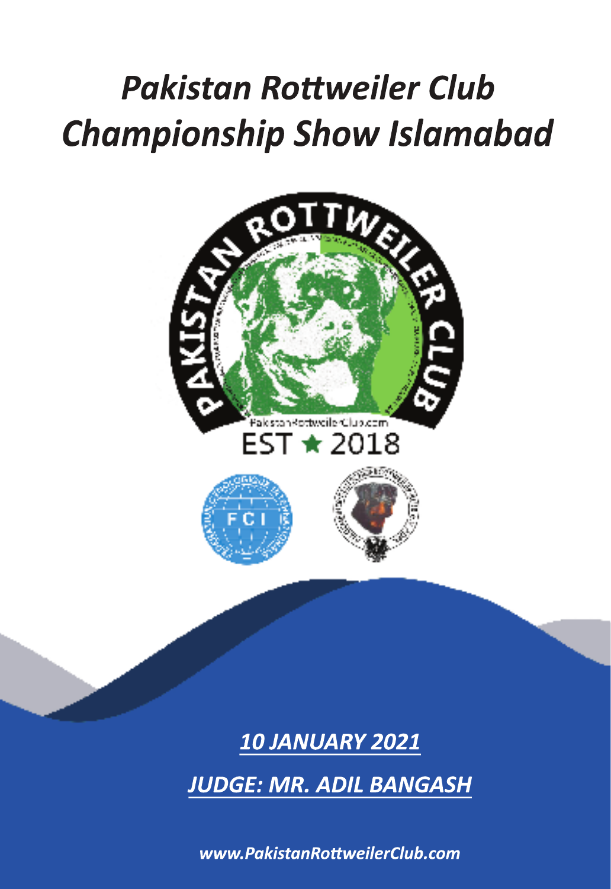# *Pakistan Rottweiler Club Championship Show Islamabad*

PAKISTAN ROTTWEILER CLUB

PakistanRottweilerClub.com

EST ★ 2018

***10 JANUARY 2021***

***JUDGE: MR. ADIL BANGASH***

***www.PakistanRottweilerClub.com***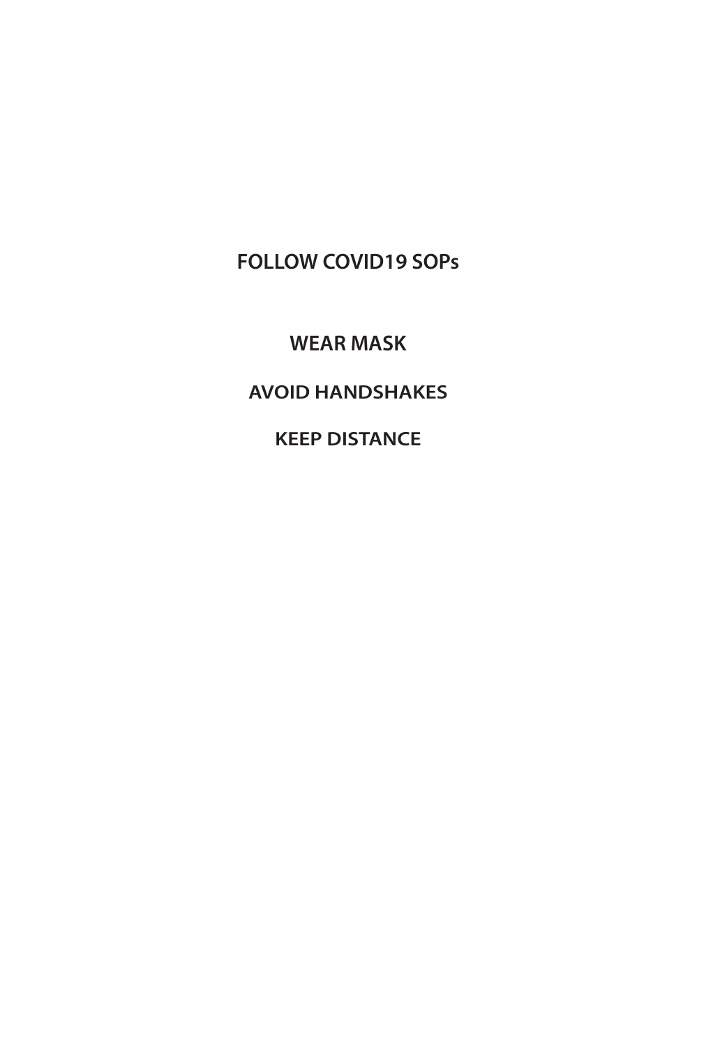**FOLLOW COVID19 SOPs**

**WEAR MASK**

**AVOID HANDSHAKES**

**KEEP DISTANCE**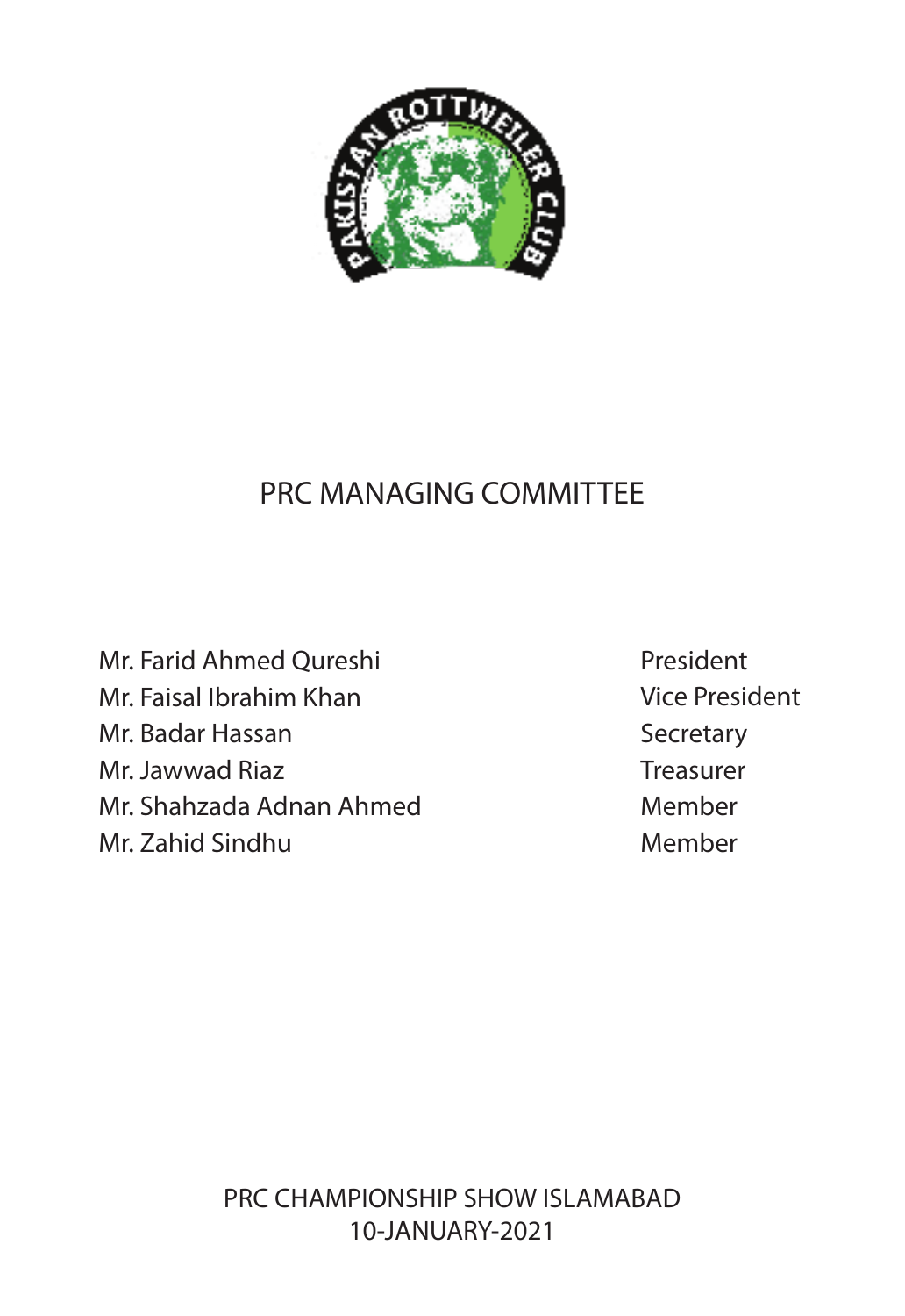# PRC MANAGING COMMITTEE

| | |
|---|---|
| Mr. Farid Ahmed Qureshi | President |
| Mr. Faisal Ibrahim Khan | Vice President |
| Mr. Badar Hassan | Secretary |
| Mr. Jawwad Riaz | Treasurer |
| Mr. Shahzada Adnan Ahmed | Member |
| Mr. Zahid Sindhu | Member |

PRC CHAMPIONSHIP SHOW ISLAMABAD
10-JANUARY-2021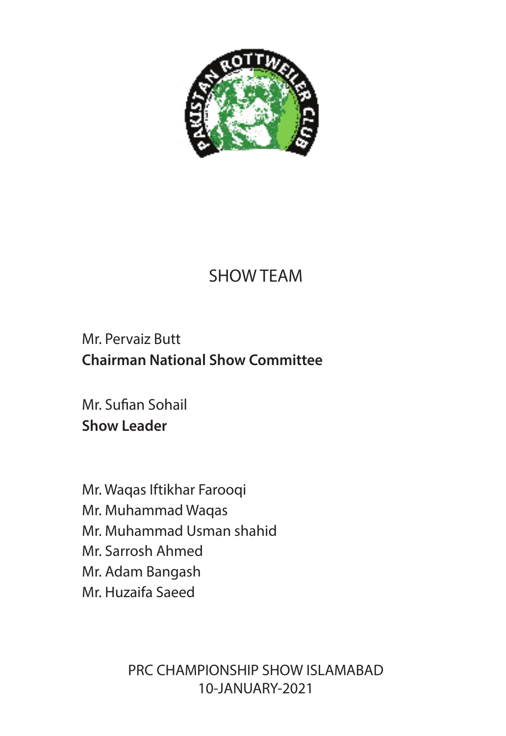# SHOW TEAM

Mr. Pervaiz Butt
**Chairman National Show Committee**

Mr. Sufian Sohail
**Show Leader**

Mr. Waqas Iftikhar Farooqi
Mr. Muhammad Waqas
Mr. Muhammad Usman shahid
Mr. Sarrosh Ahmed
Mr. Adam Bangash
Mr. Huzaifa Saeed

PRC CHAMPIONSHIP SHOW ISLAMABAD
10-JANUARY-2021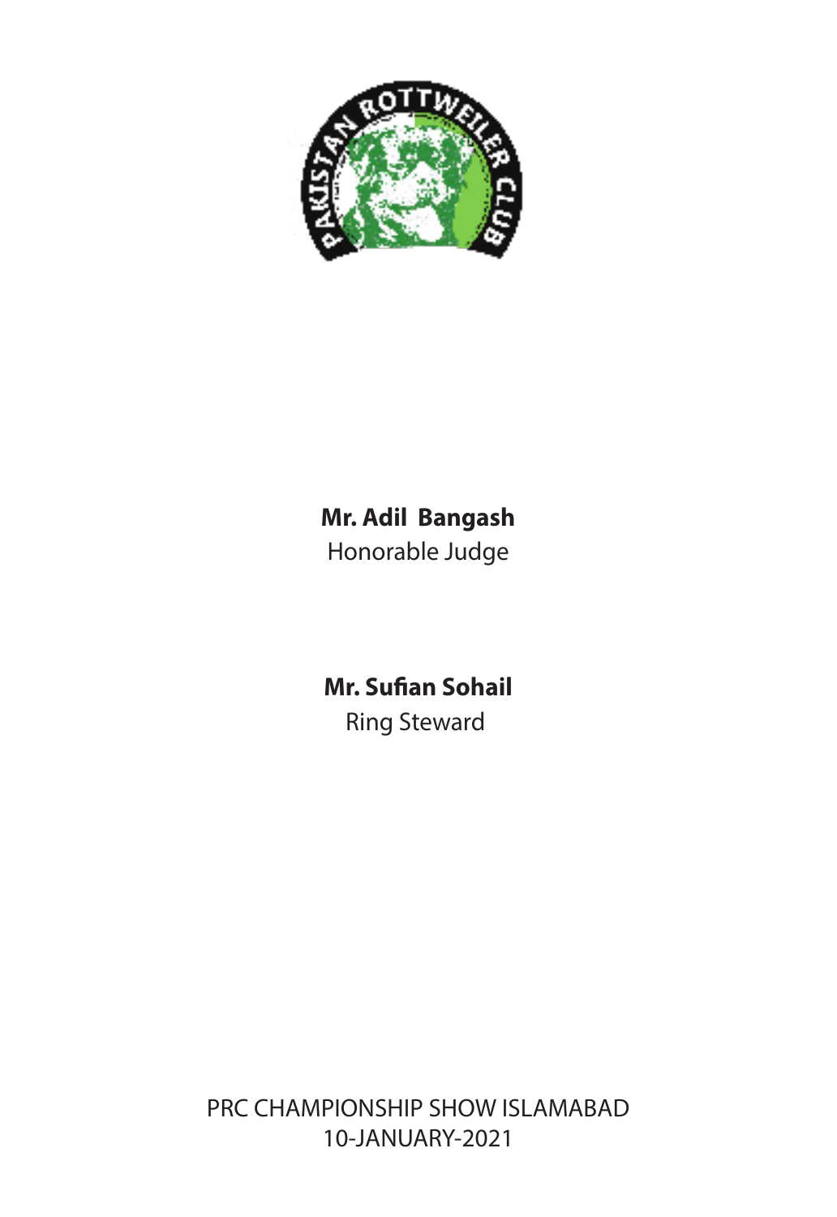**Mr. Adil Bangash**
Honorable Judge

**Mr. Sufian Sohail**
Ring Steward

PRC CHAMPIONSHIP SHOW ISLAMABAD
10-JANUARY-2021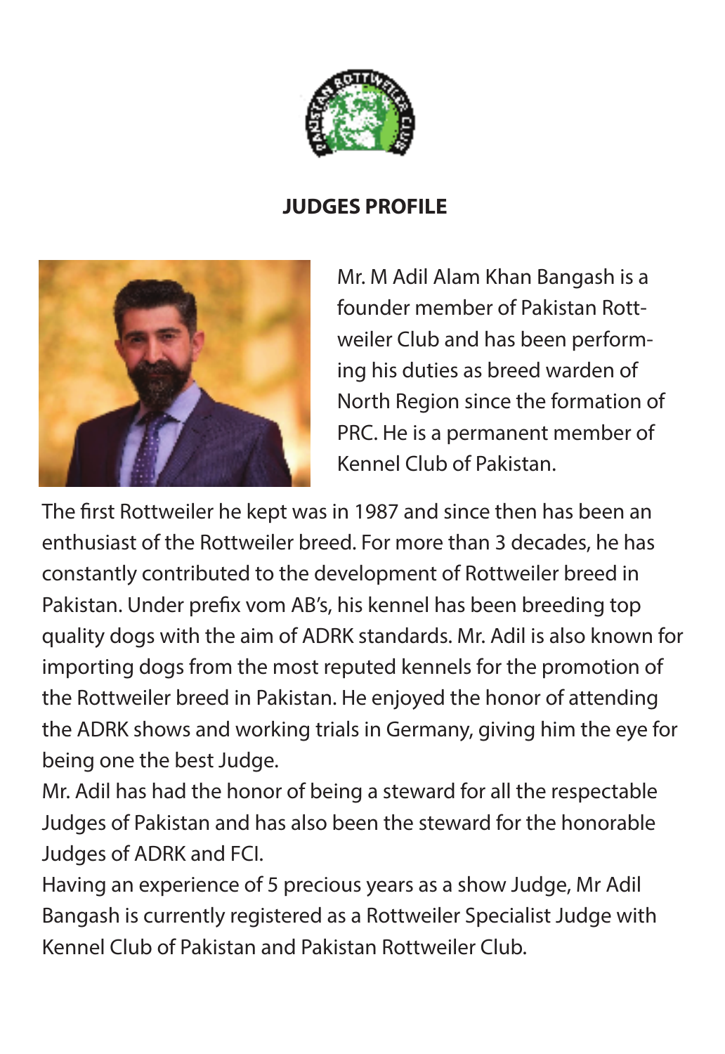## JUDGES PROFILE

Mr. M Adil Alam Khan Bangash is a founder member of Pakistan Rottweiler Club and has been performing his duties as breed warden of North Region since the formation of PRC. He is a permanent member of Kennel Club of Pakistan.

The first Rottweiler he kept was in 1987 and since then has been an enthusiast of the Rottweiler breed. For more than 3 decades, he has constantly contributed to the development of Rottweiler breed in Pakistan. Under prefix vom AB's, his kennel has been breeding top quality dogs with the aim of ADRK standards. Mr. Adil is also known for importing dogs from the most reputed kennels for the promotion of the Rottweiler breed in Pakistan. He enjoyed the honor of attending the ADRK shows and working trials in Germany, giving him the eye for being one the best Judge.

Mr. Adil has had the honor of being a steward for all the respectable Judges of Pakistan and has also been the steward for the honorable Judges of ADRK and FCI.

Having an experience of 5 precious years as a show Judge, Mr Adil Bangash is currently registered as a Rottweiler Specialist Judge with Kennel Club of Pakistan and Pakistan Rottweiler Club.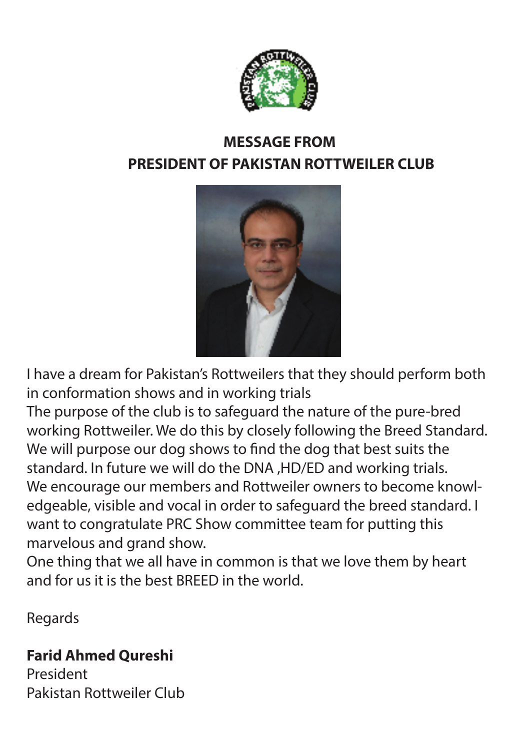## MESSAGE FROM
## PRESIDENT OF PAKISTAN ROTTWEILER CLUB

I have a dream for Pakistan's Rottweilers that they should perform both in conformation shows and in working trials

The purpose of the club is to safeguard the nature of the pure-bred working Rottweiler. We do this by closely following the Breed Standard. We will purpose our dog shows to find the dog that best suits the standard. In future we will do the DNA ,HD/ED and working trials.

We encourage our members and Rottweiler owners to become knowledgeable, visible and vocal in order to safeguard the breed standard. I want to congratulate PRC Show committee team for putting this marvelous and grand show.

One thing that we all have in common is that we love them by heart and for us it is the best BREED in the world.

Regards

**Farid Ahmed Qureshi**
President
Pakistan Rottweiler Club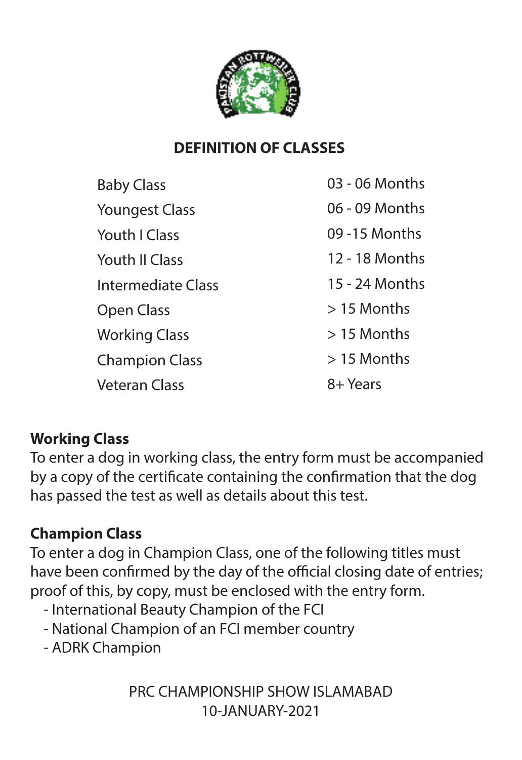## DEFINITION OF CLASSES

| Class | Age |
| --- | --- |
| Baby Class | 03 - 06 Months |
| Youngest Class | 06 - 09 Months |
| Youth I Class | 09 -15 Months |
| Youth II Class | 12 - 18 Months |
| Intermediate Class | 15 - 24 Months |
| Open Class | > 15 Months |
| Working Class | > 15 Months |
| Champion Class | > 15 Months |
| Veteran Class | 8+ Years |

**Working Class**

To enter a dog in working class, the entry form must be accompanied by a copy of the certificate containing the confirmation that the dog has passed the test as well as details about this test.

**Champion Class**

To enter a dog in Champion Class, one of the following titles must have been confirmed by the day of the official closing date of entries; proof of this, by copy, must be enclosed with the entry form.

- International Beauty Champion of the FCI
- National Champion of an FCI member country
- ADRK Champion

PRC CHAMPIONSHIP SHOW ISLAMABAD
10-JANUARY-2021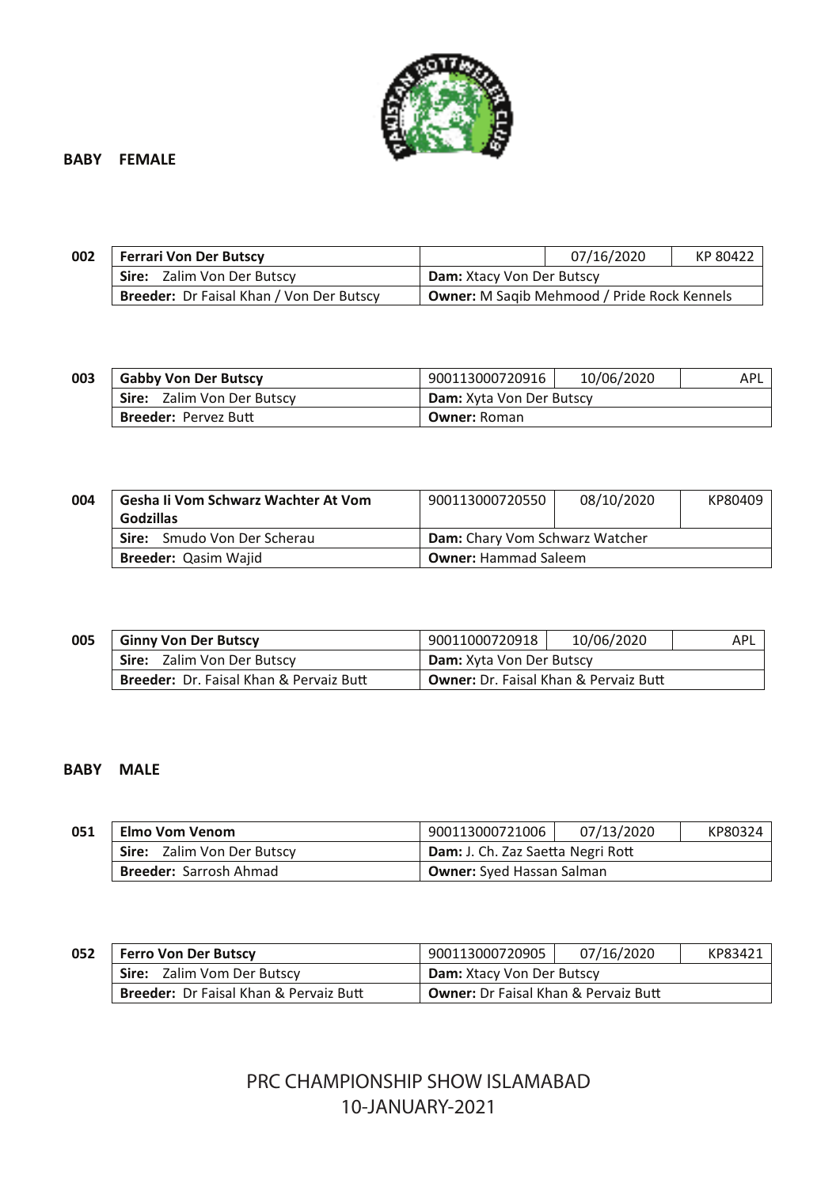## BABY FEMALE

| 002 | Ferrari Von Der Butscy | | 07/16/2020 | KP 80422 |
|---|---|---|---|---|
| | **Sire:** Zalim Von Der Butscy | **Dam:** Xtacy Von Der Butscy | | |
| | **Breeder:** Dr Faisal Khan / Von Der Butscy | **Owner:** M Saqib Mehmood / Pride Rock Kennels | | |

| 003 | Gabby Von Der Butscy | 900113000720916 | 10/06/2020 | APL |
|---|---|---|---|---|
| | **Sire:** Zalim Von Der Butscy | **Dam:** Xyta Von Der Butscy | | |
| | **Breeder:** Pervez Butt | **Owner:** Roman | | |

| 004 | Gesha Ii Vom Schwarz Wachter At Vom Godzillas | 900113000720550 | 08/10/2020 | KP80409 |
|---|---|---|---|---|
| | **Sire:** Smudo Von Der Scherau | **Dam:** Chary Vom Schwarz Watcher | | |
| | **Breeder:** Qasim Wajid | **Owner:** Hammad Saleem | | |

| 005 | Ginny Von Der Butscy | 90011000720918 | 10/06/2020 | APL |
|---|---|---|---|---|
| | **Sire:** Zalim Von Der Butscy | **Dam:** Xyta Von Der Butscy | | |
| | **Breeder:** Dr. Faisal Khan & Pervaiz Butt | **Owner:** Dr. Faisal Khan & Pervaiz Butt | | |

## BABY MALE

| 051 | Elmo Vom Venom | 900113000721006 | 07/13/2020 | KP80324 |
|---|---|---|---|---|
| | **Sire:** Zalim Von Der Butscy | **Dam:** J. Ch. Zaz Saetta Negri Rott | | |
| | **Breeder:** Sarrosh Ahmad | **Owner:** Syed Hassan Salman | | |

| 052 | Ferro Von Der Butscy | 900113000720905 | 07/16/2020 | KP83421 |
|---|---|---|---|---|
| | **Sire:** Zalim Vom Der Butscy | **Dam:** Xtacy Von Der Butscy | | |
| | **Breeder:** Dr Faisal Khan & Pervaiz Butt | **Owner:** Dr Faisal Khan & Pervaiz Butt | | |

PRC CHAMPIONSHIP SHOW ISLAMABAD
10-JANUARY-2021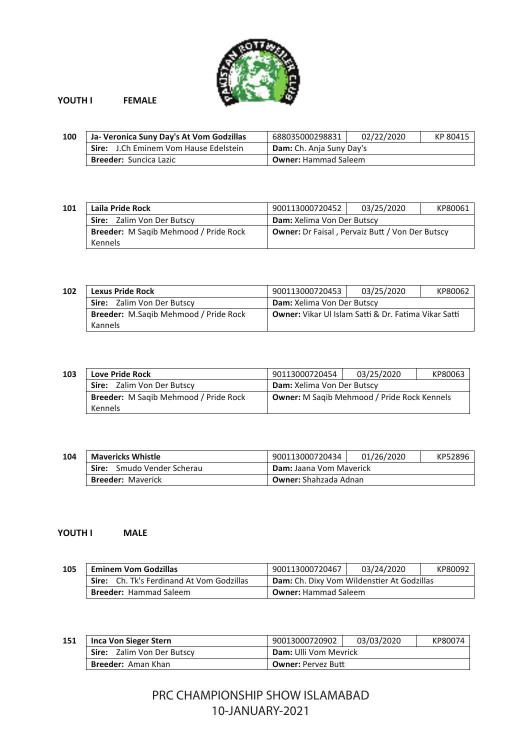## YOUTH I FEMALE

**100**

| Ja- Veronica Suny Day's At Vom Godzillas | 688035000298831 | 02/22/2020 | KP 80415 |
|---|---|---|---|
| **Sire:** J.Ch Eminem Vom Hause Edelstein | **Dam:** Ch. Anja Suny Day's | | |
| **Breeder:** Suncica Lazic | **Owner:** Hammad Saleem | | |

**101**

| Laila Pride Rock | 900113000720452 | 03/25/2020 | KP80061 |
|---|---|---|---|
| **Sire:** Zalim Von Der Butscy | **Dam:** Xelima Von Der Butscy | | |
| **Breeder:** M Saqib Mehmood / Pride Rock Kennels | **Owner:** Dr Faisal , Pervaiz Butt / Von Der Butscy | | |

**102**

| Lexus Pride Rock | 900113000720453 | 03/25/2020 | KP80062 |
|---|---|---|---|
| **Sire:** Zalim Von Der Butscy | **Dam:** Xelima Von Der Butscy | | |
| **Breeder:** M.Saqib Mehmood / Pride Rock Kannels | **Owner:** Vikar Ul Islam Satti & Dr. Fatima Vikar Satti | | |

**103**

| Love Pride Rock | 90113000720454 | 03/25/2020 | KP80063 |
|---|---|---|---|
| **Sire:** Zalim Von Der Butscy | **Dam:** Xelima Von Der Butscy | | |
| **Breeder:** M Saqib Mehmood / Pride Rock Kennels | **Owner:** M Saqib Mehmood / Pride Rock Kennels | | |

**104**

| Mavericks Whistle | 900113000720434 | 01/26/2020 | KP52896 |
|---|---|---|---|
| **Sire:** Smudo Vender Scherau | **Dam:** Jaana Vom Maverick | | |
| **Breeder:** Maverick | **Owner:** Shahzada Adnan | | |

## YOUTH I MALE

**105**

| Eminem Vom Godzillas | 900113000720467 | 03/24/2020 | KP80092 |
|---|---|---|---|
| **Sire:** Ch. Tk's Ferdinand At Vom Godzillas | **Dam:** Ch. Dixy Vom Wildenstier At Godzillas | | |
| **Breeder:** Hammad Saleem | **Owner:** Hammad Saleem | | |

**151**

| Inca Von Sieger Stern | 90013000720902 | 03/03/2020 | KP80074 |
|---|---|---|---|
| **Sire:** Zalim Von Der Butscy | **Dam:** Ulli Vom Mevrick | | |
| **Breeder:** Aman Khan | **Owner:** Pervez Butt | | |

PRC CHAMPIONSHIP SHOW ISLAMABAD
10-JANUARY-2021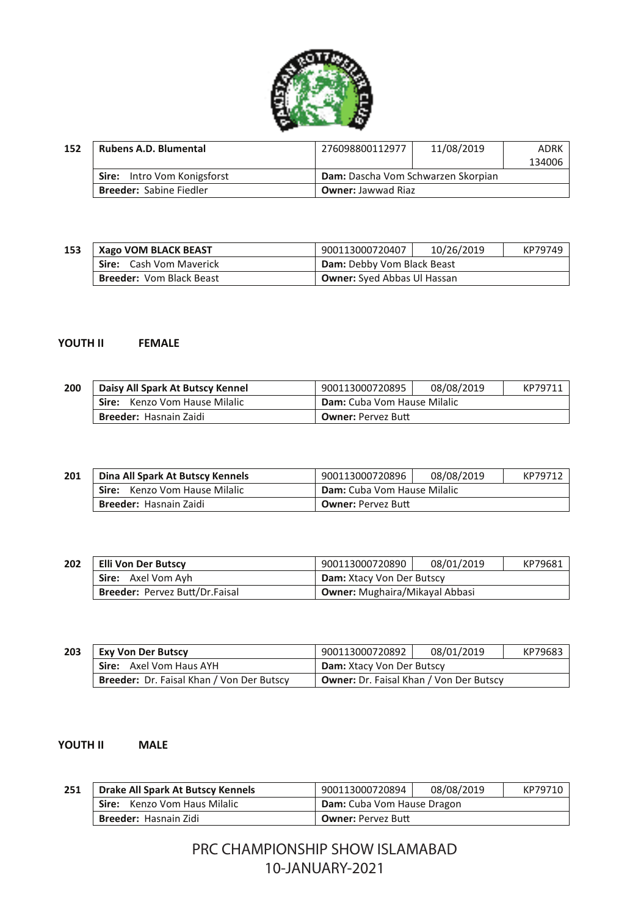| 152 | Rubens A.D. Blumental | 276098800112977 | 11/08/2019 | ADRK 134006 |
|---|---|---|---|---|
| | **Sire:** Intro Vom Konigsforst | **Dam:** Dascha Vom Schwarzen Skorpian | | |
| | **Breeder:** Sabine Fiedler | **Owner:** Jawwad Riaz | | |

| 153 | Xago VOM BLACK BEAST | 900113000720407 | 10/26/2019 | KP79749 |
|---|---|---|---|---|
| | **Sire:** Cash Vom Maverick | **Dam:** Debby Vom Black Beast | | |
| | **Breeder:** Vom Black Beast | **Owner:** Syed Abbas Ul Hassan | | |

## YOUTH II FEMALE

| 200 | Daisy All Spark At Butscy Kennel | 900113000720895 | 08/08/2019 | KP79711 |
|---|---|---|---|---|
| | **Sire:** Kenzo Vom Hause Milalic | **Dam:** Cuba Vom Hause Milalic | | |
| | **Breeder:** Hasnain Zaidi | **Owner:** Pervez Butt | | |

| 201 | Dina All Spark At Butscy Kennels | 900113000720896 | 08/08/2019 | KP79712 |
|---|---|---|---|---|
| | **Sire:** Kenzo Vom Hause Milalic | **Dam:** Cuba Vom Hause Milalic | | |
| | **Breeder:** Hasnain Zaidi | **Owner:** Pervez Butt | | |

| 202 | Elli Von Der Butscy | 900113000720890 | 08/01/2019 | KP79681 |
|---|---|---|---|---|
| | **Sire:** Axel Vom Ayh | **Dam:** Xtacy Von Der Butscy | | |
| | **Breeder:** Pervez Butt/Dr.Faisal | **Owner:** Mughaira/Mikayal Abbasi | | |

| 203 | Exy Von Der Butscy | 900113000720892 | 08/01/2019 | KP79683 |
|---|---|---|---|---|
| | **Sire:** Axel Vom Haus AYH | **Dam:** Xtacy Von Der Butscy | | |
| | **Breeder:** Dr. Faisal Khan / Von Der Butscy | **Owner:** Dr. Faisal Khan / Von Der Butscy | | |

## YOUTH II MALE

| 251 | Drake All Spark At Butscy Kennels | 900113000720894 | 08/08/2019 | KP79710 |
|---|---|---|---|---|
| | **Sire:** Kenzo Vom Haus Milalic | **Dam:** Cuba Vom Hause Dragon | | |
| | **Breeder:** Hasnain Zidi | **Owner:** Pervez Butt | | |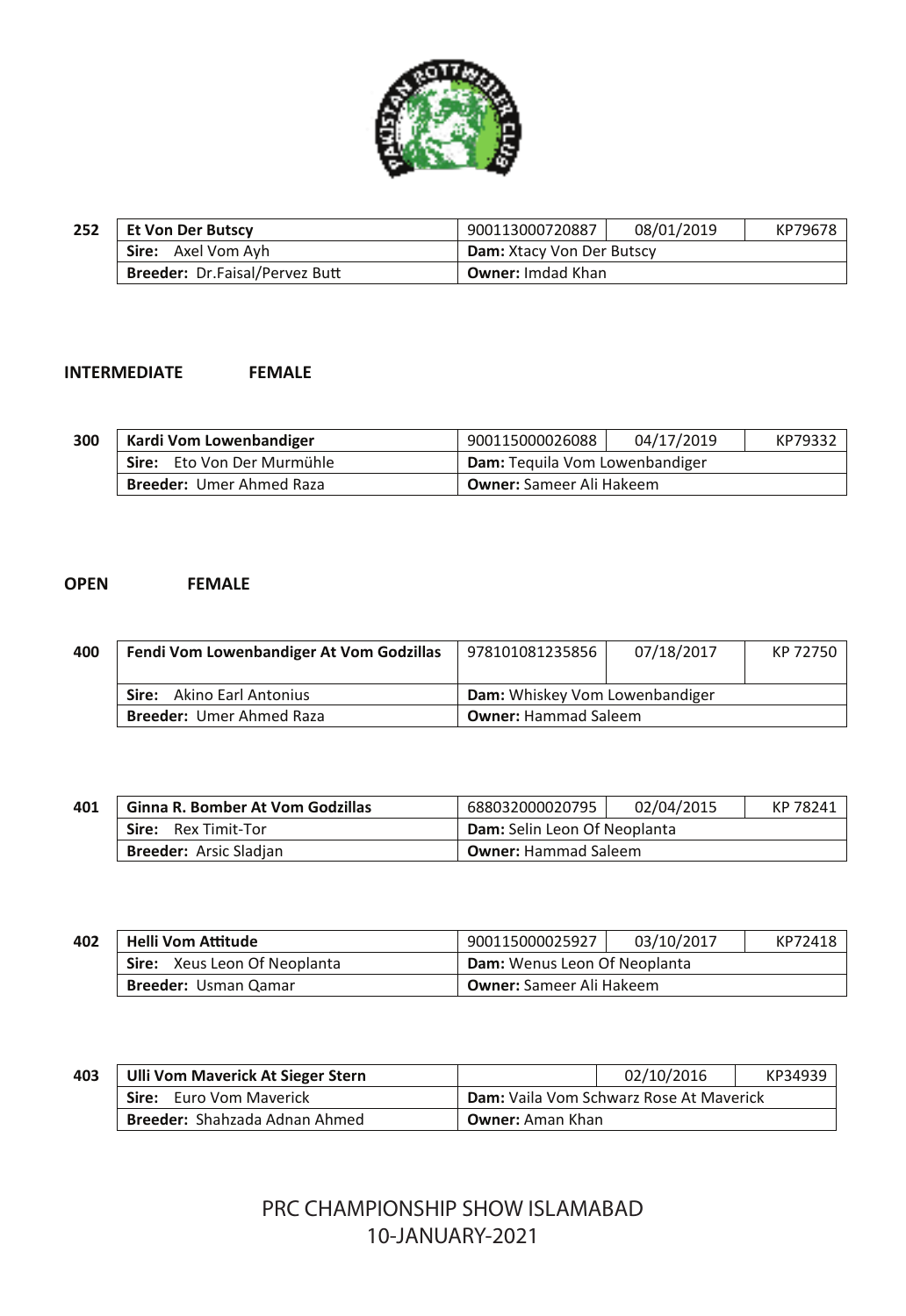| 252 | Et Von Der Butscy | 900113000720887 | 08/01/2019 | KP79678 |
|---|---|---|---|---|
| | **Sire:** Axel Vom Ayh | **Dam:** Xtacy Von Der Butscy | | |
| | **Breeder:** Dr.Faisal/Pervez Butt | **Owner:** Imdad Khan | | |

**INTERMEDIATE FEMALE**

| 300 | Kardi Vom Lowenbandiger | 900115000026088 | 04/17/2019 | KP79332 |
|---|---|---|---|---|
| | **Sire:** Eto Von Der Murmühle | **Dam:** Tequila Vom Lowenbandiger | | |
| | **Breeder:** Umer Ahmed Raza | **Owner:** Sameer Ali Hakeem | | |

**OPEN FEMALE**

| 400 | Fendi Vom Lowenbandiger At Vom Godzillas | 978101081235856 | 07/18/2017 | KP 72750 |
|---|---|---|---|---|
| | **Sire:** Akino Earl Antonius | **Dam:** Whiskey Vom Lowenbandiger | | |
| | **Breeder:** Umer Ahmed Raza | **Owner:** Hammad Saleem | | |

| 401 | Ginna R. Bomber At Vom Godzillas | 688032000020795 | 02/04/2015 | KP 78241 |
|---|---|---|---|---|
| | **Sire:** Rex Timit-Tor | **Dam:** Selin Leon Of Neoplanta | | |
| | **Breeder:** Arsic Sladjan | **Owner:** Hammad Saleem | | |

| 402 | Helli Vom Attitude | 900115000025927 | 03/10/2017 | KP72418 |
|---|---|---|---|---|
| | **Sire:** Xeus Leon Of Neoplanta | **Dam:** Wenus Leon Of Neoplanta | | |
| | **Breeder:** Usman Qamar | **Owner:** Sameer Ali Hakeem | | |

| 403 | Ulli Vom Maverick At Sieger Stern | | 02/10/2016 | KP34939 |
|---|---|---|---|---|
| | **Sire:** Euro Vom Maverick | **Dam:** Vaila Vom Schwarz Rose At Maverick | | |
| | **Breeder:** Shahzada Adnan Ahmed | **Owner:** Aman Khan | | |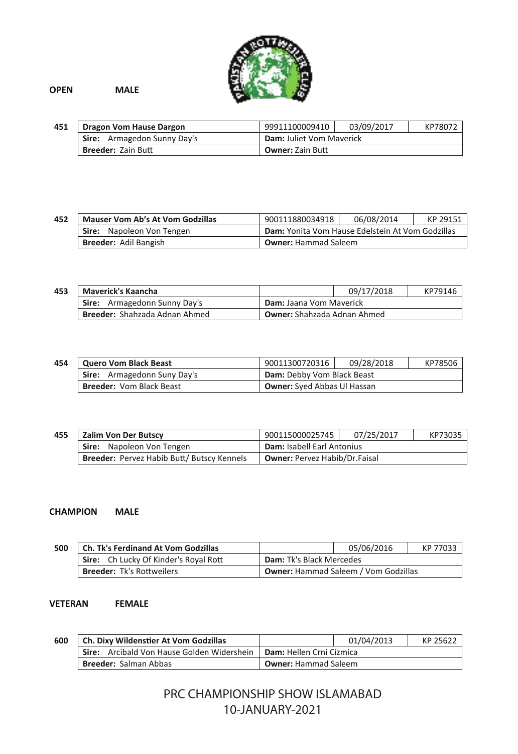**OPEN MALE**

| 451 | Dragon Vom Hause Dargon | 99911100009410 | 03/09/2017 | KP78072 |
|---|---|---|---|---|
| | **Sire:** Armagedon Sunny Day's | **Dam:** Juliet Vom Maverick | | |
| | **Breeder:** Zain Butt | **Owner:** Zain Butt | | |

| 452 | Mauser Vom Ab's At Vom Godzillas | 900111880034918 | 06/08/2014 | KP 29151 |
|---|---|---|---|---|
| | **Sire:** Napoleon Von Tengen | **Dam:** Yonita Vom Hause Edelstein At Vom Godzillas | | |
| | **Breeder:** Adil Bangish | **Owner:** Hammad Saleem | | |

| 453 | Maverick's Kaancha | | 09/17/2018 | KP79146 |
|---|---|---|---|---|
| | **Sire:** Armagedonn Sunny Day's | **Dam:** Jaana Vom Maverick | | |
| | **Breeder:** Shahzada Adnan Ahmed | **Owner:** Shahzada Adnan Ahmed | | |

| 454 | Quero Vom Black Beast | 90011300720316 | 09/28/2018 | KP78506 |
|---|---|---|---|---|
| | **Sire:** Armagedonn Suny Day's | **Dam:** Debby Vom Black Beast | | |
| | **Breeder:** Vom Black Beast | **Owner:** Syed Abbas Ul Hassan | | |

| 455 | Zalim Von Der Butscy | 900115000025745 | 07/25/2017 | KP73035 |
|---|---|---|---|---|
| | **Sire:** Napoleon Von Tengen | **Dam:** Isabell Earl Antonius | | |
| | **Breeder:** Pervez Habib Butt/ Butscy Kennels | **Owner:** Pervez Habib/Dr.Faisal | | |

**CHAMPION MALE**

| 500 | Ch. Tk's Ferdinand At Vom Godzillas | | 05/06/2016 | KP 77033 |
|---|---|---|---|---|
| | **Sire:** Ch Lucky Of Kinder's Royal Rott | **Dam:** Tk's Black Mercedes | | |
| | **Breeder:** Tk's Rottweilers | **Owner:** Hammad Saleem / Vom Godzillas | | |

**VETERAN FEMALE**

| 600 | Ch. Dixy Wildenstier At Vom Godzillas | | 01/04/2013 | KP 25622 |
|---|---|---|---|---|
| | **Sire:** Arcibald Von Hause Golden Widershein | **Dam:** Hellen Crni Cizmica | | |
| | **Breeder:** Salman Abbas | **Owner:** Hammad Saleem | | |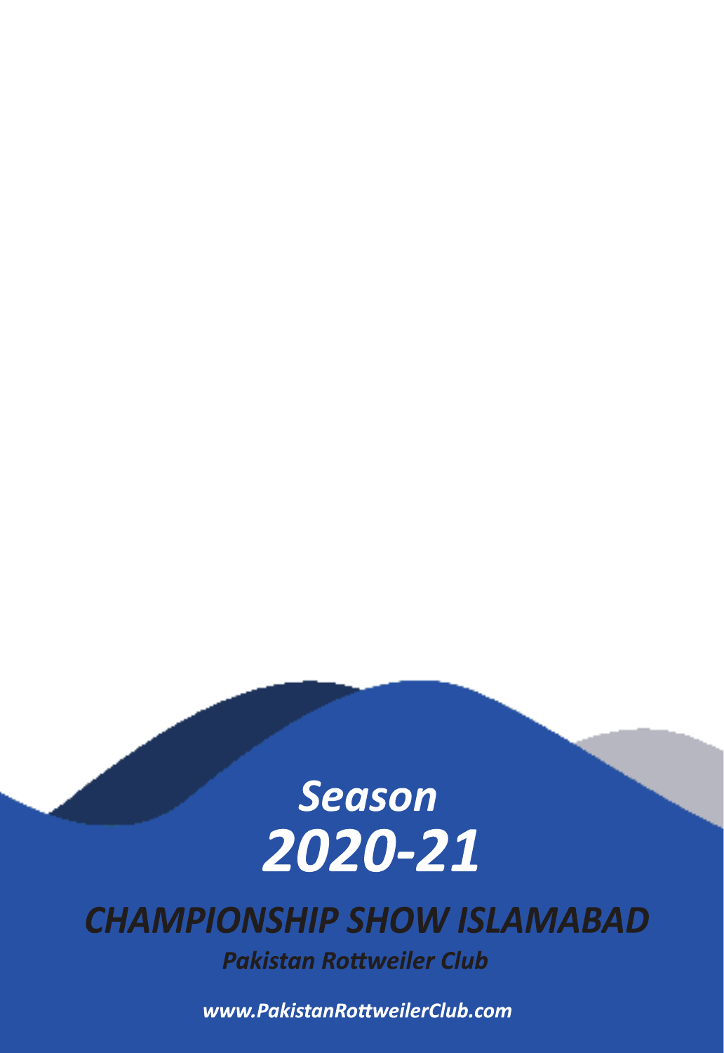*Season*
***2020-21***

## *CHAMPIONSHIP SHOW ISLAMABAD*

***Pakistan Rottweiler Club***

***www.PakistanRottweilerClub.com***